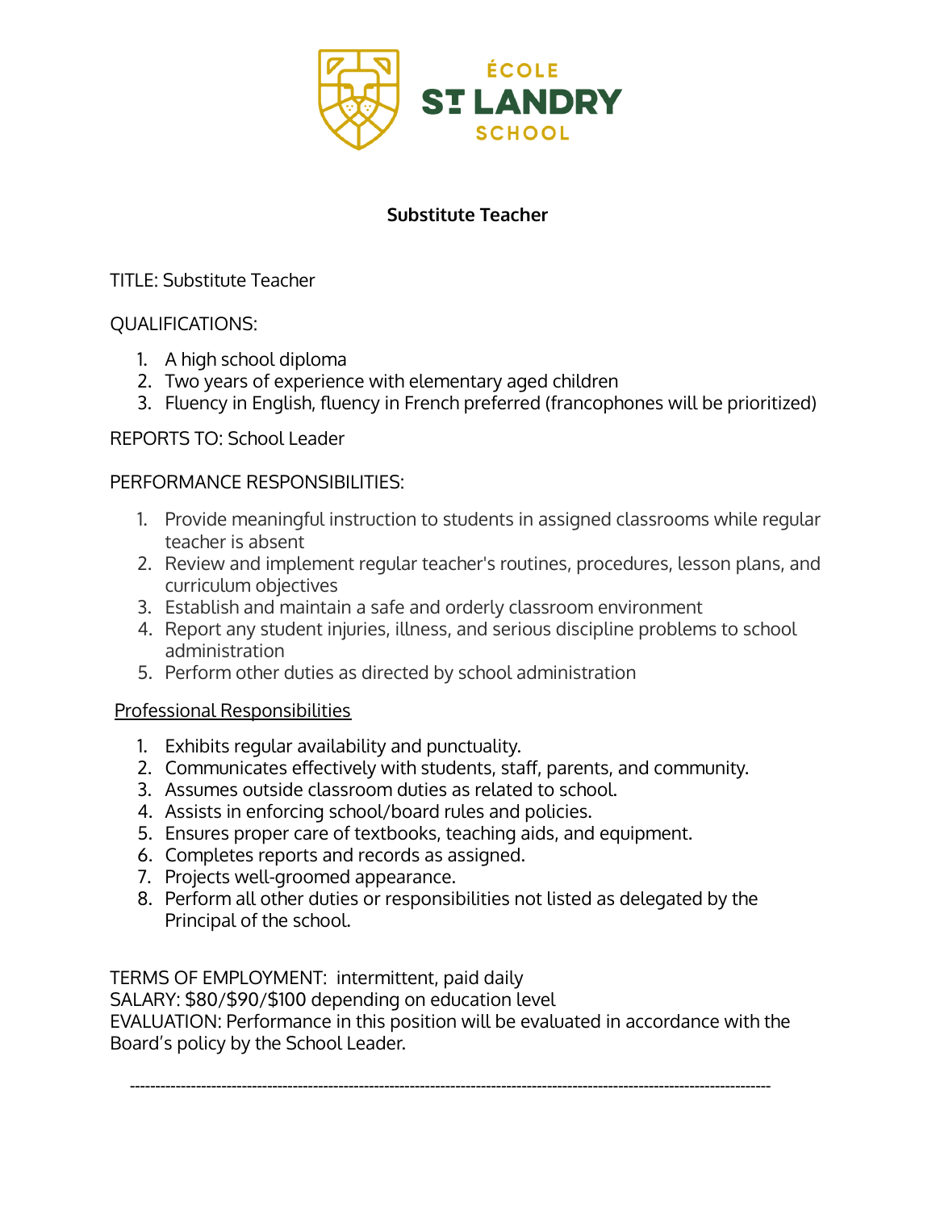ÉCOLE
ST LANDRY
SCHOOL

## Substitute Teacher

TITLE: Substitute Teacher

QUALIFICATIONS:

1. A high school diploma
2. Two years of experience with elementary aged children
3. Fluency in English, fluency in French preferred (francophones will be prioritized)

REPORTS TO: School Leader

PERFORMANCE RESPONSIBILITIES:

1. Provide meaningful instruction to students in assigned classrooms while regular teacher is absent
2. Review and implement regular teacher's routines, procedures, lesson plans, and curriculum objectives
3. Establish and maintain a safe and orderly classroom environment
4. Report any student injuries, illness, and serious discipline problems to school administration
5. Perform other duties as directed by school administration

Professional Responsibilities

1. Exhibits regular availability and punctuality.
2. Communicates effectively with students, staff, parents, and community.
3. Assumes outside classroom duties as related to school.
4. Assists in enforcing school/board rules and policies.
5. Ensures proper care of textbooks, teaching aids, and equipment.
6. Completes reports and records as assigned.
7. Projects well-groomed appearance.
8. Perform all other duties or responsibilities not listed as delegated by the Principal of the school.

TERMS OF EMPLOYMENT: intermittent, paid daily
SALARY: $80/$90/$100 depending on education level
EVALUATION: Performance in this position will be evaluated in accordance with the Board's policy by the School Leader.

---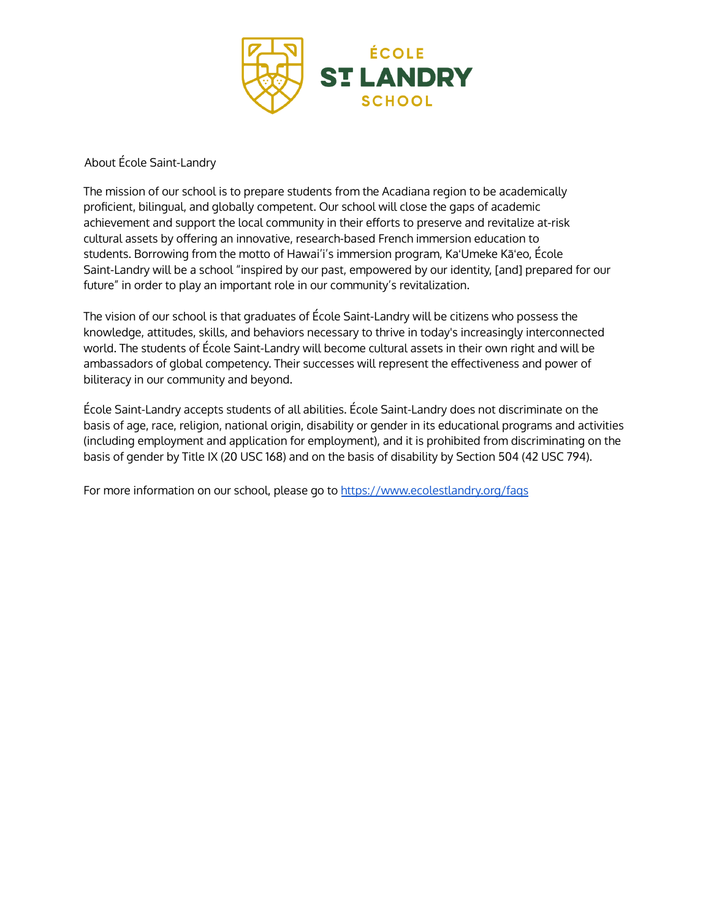ÉCOLE
ST LANDRY
SCHOOL

About École Saint-Landry

The mission of our school is to prepare students from the Acadiana region to be academically proficient, bilingual, and globally competent. Our school will close the gaps of academic achievement and support the local community in their efforts to preserve and revitalize at-risk cultural assets by offering an innovative, research-based French immersion education to students. Borrowing from the motto of Hawai'i's immersion program, Ka'Umeke Kā'eo, École Saint-Landry will be a school "inspired by our past, empowered by our identity, [and] prepared for our future" in order to play an important role in our community's revitalization.

The vision of our school is that graduates of École Saint-Landry will be citizens who possess the knowledge, attitudes, skills, and behaviors necessary to thrive in today's increasingly interconnected world. The students of École Saint-Landry will become cultural assets in their own right and will be ambassadors of global competency. Their successes will represent the effectiveness and power of biliteracy in our community and beyond.

École Saint-Landry accepts students of all abilities. École Saint-Landry does not discriminate on the basis of age, race, religion, national origin, disability or gender in its educational programs and activities (including employment and application for employment), and it is prohibited from discriminating on the basis of gender by Title IX (20 USC 168) and on the basis of disability by Section 504 (42 USC 794).

For more information on our school, please go to [https://www.ecolestlandry.org/faqs](https://www.ecolestlandry.org/faqs)